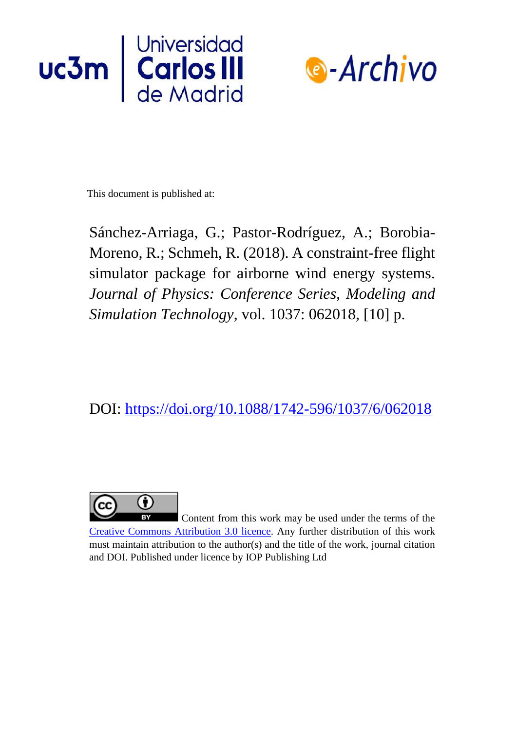This document is published at:

Sánchez-Arriaga, G.; Pastor-Rodríguez, A.; Borobia-Moreno, R.; Schmeh, R. (2018). A constraint-free flight simulator package for airborne wind energy systems. *Journal of Physics: Conference Series*, *Modeling and Simulation Technology*, vol. 1037: 062018, [10] p.

DOI: https://doi.org/10.1088/1742-596/1037/6/062018

Content from this work may be used under the terms of the Creative Commons Attribution 3.0 licence. Any further distribution of this work must maintain attribution to the author(s) and the title of the work, journal citation and DOI. Published under licence by IOP Publishing Ltd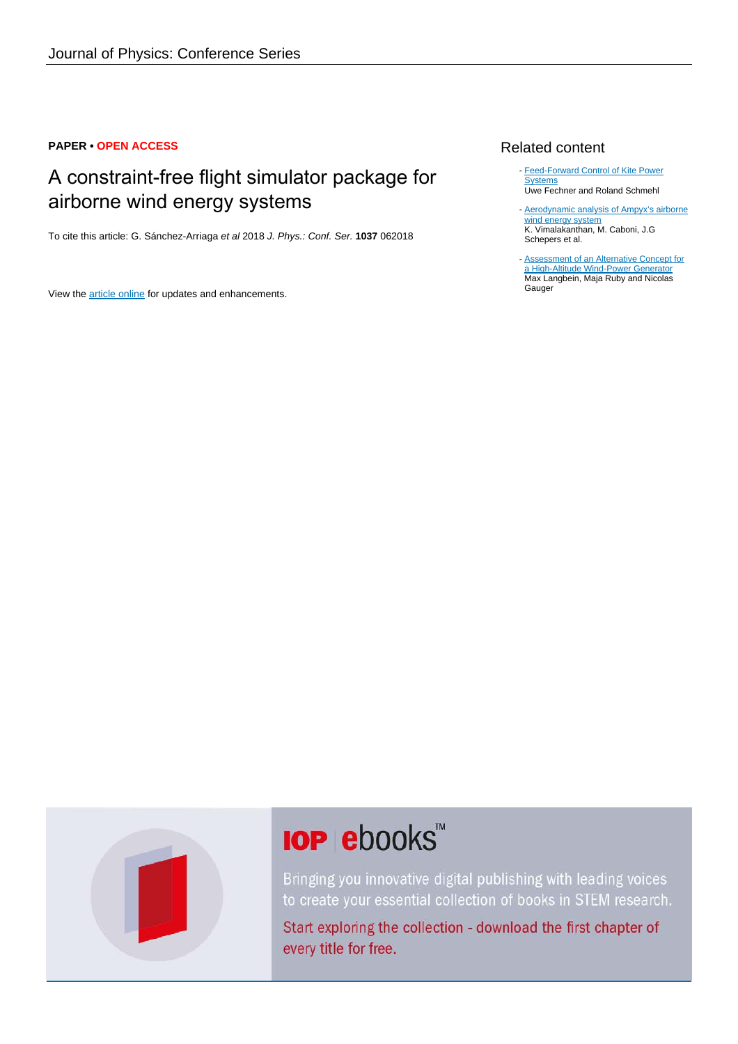**PAPER • OPEN ACCESS**

# A constraint-free flight simulator package for airborne wind energy systems

To cite this article: G. Sánchez-Arriaga *et al* 2018 *J. Phys.: Conf. Ser.* **1037** 062018

View the article online for updates and enhancements.

## Related content

- Feed-Forward Control of Kite Power Systems
  Uwe Fechner and Roland Schmehl
- Aerodynamic analysis of Ampyx's airborne wind energy system
  K. Vimalakanthan, M. Caboni, J.G Schepers et al.
- Assessment of an Alternative Concept for a High-Altitude Wind-Power Generator
  Max Langbein, Maja Ruby and Nicolas Gauger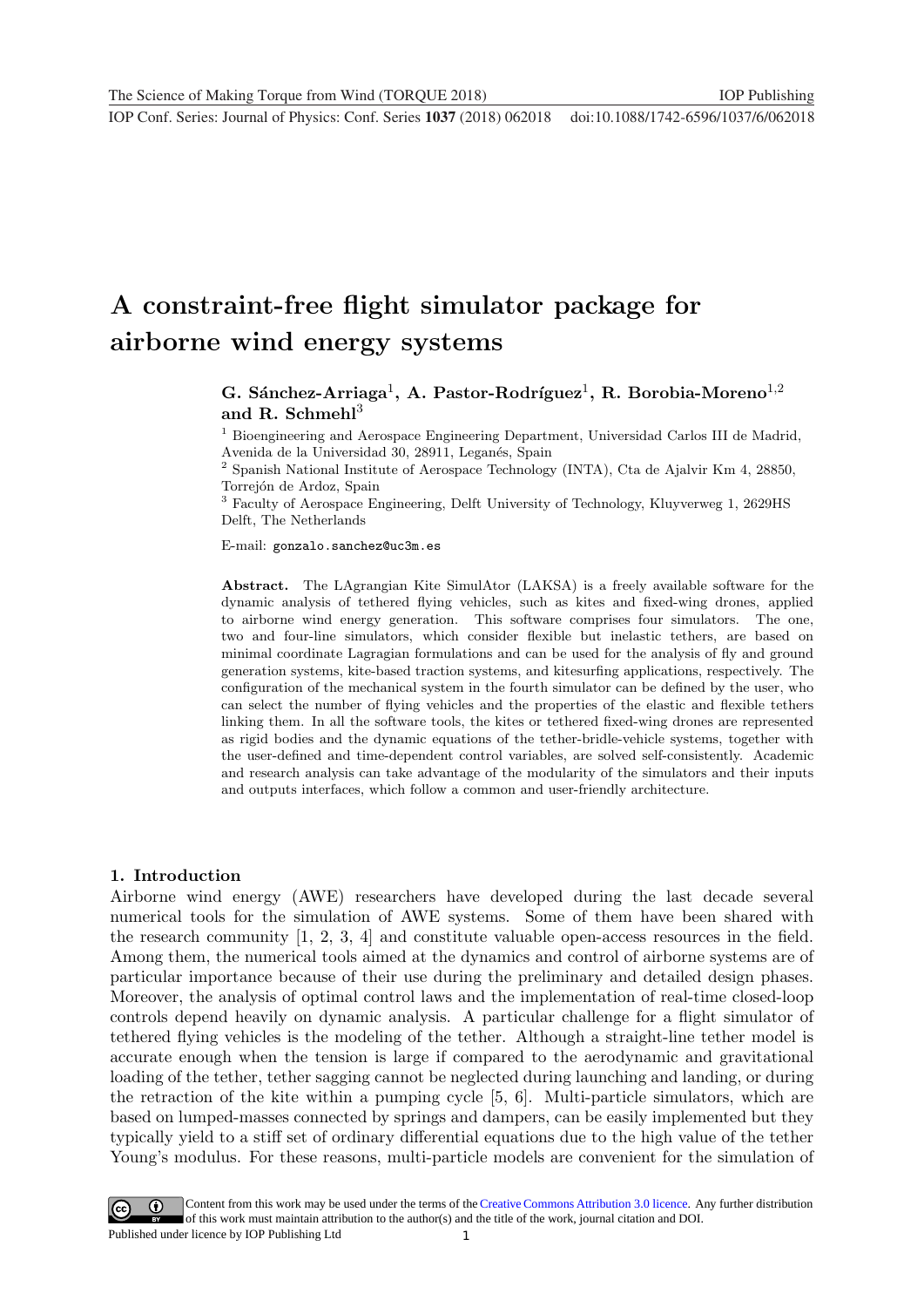# A constraint-free flight simulator package for airborne wind energy systems

**G. Sánchez-Arriaga[1], A. Pastor-Rodríguez[1], R. Borobia-Moreno[1,2] and R. Schmehl[3]**

[1] Bioengineering and Aerospace Engineering Department, Universidad Carlos III de Madrid, Avenida de la Universidad 30, 28911, Leganés, Spain

[2] Spanish National Institute of Aerospace Technology (INTA), Cta de Ajalvir Km 4, 28850, Torrejón de Ardoz, Spain

[3] Faculty of Aerospace Engineering, Delft University of Technology, Kluyverweg 1, 2629HS Delft, The Netherlands

E-mail: gonzalo.sanchez@uc3m.es

**Abstract.** The LAgrangian Kite SimulAtor (LAKSA) is a freely available software for the dynamic analysis of tethered flying vehicles, such as kites and fixed-wing drones, applied to airborne wind energy generation. This software comprises four simulators. The one, two and four-line simulators, which consider flexible but inelastic tethers, are based on minimal coordinate Lagragian formulations and can be used for the analysis of fly and ground generation systems, kite-based traction systems, and kitesurfing applications, respectively. The configuration of the mechanical system in the fourth simulator can be defined by the user, who can select the number of flying vehicles and the properties of the elastic and flexible tethers linking them. In all the software tools, the kites or tethered fixed-wing drones are represented as rigid bodies and the dynamic equations of the tether-bridle-vehicle systems, together with the user-defined and time-dependent control variables, are solved self-consistently. Academic and research analysis can take advantage of the modularity of the simulators and their inputs and outputs interfaces, which follow a common and user-friendly architecture.

## 1. Introduction

Airborne wind energy (AWE) researchers have developed during the last decade several numerical tools for the simulation of AWE systems. Some of them have been shared with the research community [1, 2, 3, 4] and constitute valuable open-access resources in the field. Among them, the numerical tools aimed at the dynamics and control of airborne systems are of particular importance because of their use during the preliminary and detailed design phases. Moreover, the analysis of optimal control laws and the implementation of real-time closed-loop controls depend heavily on dynamic analysis. A particular challenge for a flight simulator of tethered flying vehicles is the modeling of the tether. Although a straight-line tether model is accurate enough when the tension is large if compared to the aerodynamic and gravitational loading of the tether, tether sagging cannot be neglected during launching and landing, or during the retraction of the kite within a pumping cycle [5, 6]. Multi-particle simulators, which are based on lumped-masses connected by springs and dampers, can be easily implemented but they typically yield to a stiff set of ordinary differential equations due to the high value of the tether Young's modulus. For these reasons, multi-particle models are convenient for the simulation of

Content from this work may be used under the terms of the Creative Commons Attribution 3.0 licence. Any further distribution of this work must maintain attribution to the author(s) and the title of the work, journal citation and DOI.
Published under licence by IOP Publishing Ltd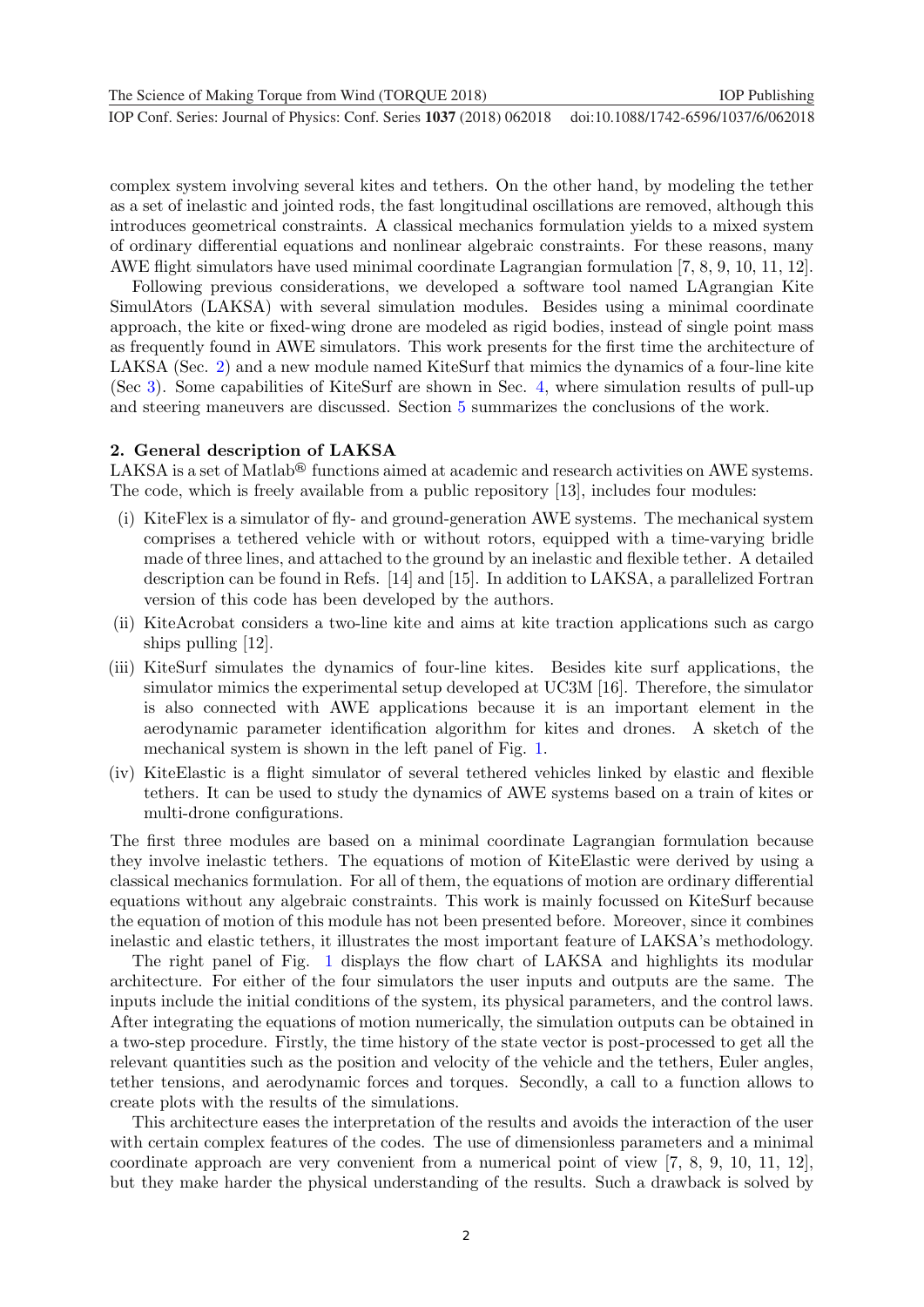complex system involving several kites and tethers. On the other hand, by modeling the tether as a set of inelastic and jointed rods, the fast longitudinal oscillations are removed, although this introduces geometrical constraints. A classical mechanics formulation yields to a mixed system of ordinary differential equations and nonlinear algebraic constraints. For these reasons, many AWE flight simulators have used minimal coordinate Lagrangian formulation [7, 8, 9, 10, 11, 12].

Following previous considerations, we developed a software tool named LAgrangian Kite SimulAtors (LAKSA) with several simulation modules. Besides using a minimal coordinate approach, the kite or fixed-wing drone are modeled as rigid bodies, instead of single point mass as frequently found in AWE simulators. This work presents for the first time the architecture of LAKSA (Sec. 2) and a new module named KiteSurf that mimics the dynamics of a four-line kite (Sec 3). Some capabilities of KiteSurf are shown in Sec. 4, where simulation results of pull-up and steering maneuvers are discussed. Section 5 summarizes the conclusions of the work.

## 2. General description of LAKSA

LAKSA is a set of Matlab® functions aimed at academic and research activities on AWE systems. The code, which is freely available from a public repository [13], includes four modules:

(i) KiteFlex is a simulator of fly- and ground-generation AWE systems. The mechanical system comprises a tethered vehicle with or without rotors, equipped with a time-varying bridle made of three lines, and attached to the ground by an inelastic and flexible tether. A detailed description can be found in Refs. [14] and [15]. In addition to LAKSA, a parallelized Fortran version of this code has been developed by the authors.

(ii) KiteAcrobat considers a two-line kite and aims at kite traction applications such as cargo ships pulling [12].

(iii) KiteSurf simulates the dynamics of four-line kites. Besides kite surf applications, the simulator mimics the experimental setup developed at UC3M [16]. Therefore, the simulator is also connected with AWE applications because it is an important element in the aerodynamic parameter identification algorithm for kites and drones. A sketch of the mechanical system is shown in the left panel of Fig. 1.

(iv) KiteElastic is a flight simulator of several tethered vehicles linked by elastic and flexible tethers. It can be used to study the dynamics of AWE systems based on a train of kites or multi-drone configurations.

The first three modules are based on a minimal coordinate Lagrangian formulation because they involve inelastic tethers. The equations of motion of KiteElastic were derived by using a classical mechanics formulation. For all of them, the equations of motion are ordinary differential equations without any algebraic constraints. This work is mainly focussed on KiteSurf because the equation of motion of this module has not been presented before. Moreover, since it combines inelastic and elastic tethers, it illustrates the most important feature of LAKSA's methodology.

The right panel of Fig. 1 displays the flow chart of LAKSA and highlights its modular architecture. For either of the four simulators the user inputs and outputs are the same. The inputs include the initial conditions of the system, its physical parameters, and the control laws. After integrating the equations of motion numerically, the simulation outputs can be obtained in a two-step procedure. Firstly, the time history of the state vector is post-processed to get all the relevant quantities such as the position and velocity of the vehicle and the tethers, Euler angles, tether tensions, and aerodynamic forces and torques. Secondly, a call to a function allows to create plots with the results of the simulations.

This architecture eases the interpretation of the results and avoids the interaction of the user with certain complex features of the codes. The use of dimensionless parameters and a minimal coordinate approach are very convenient from a numerical point of view [7, 8, 9, 10, 11, 12], but they make harder the physical understanding of the results. Such a drawback is solved by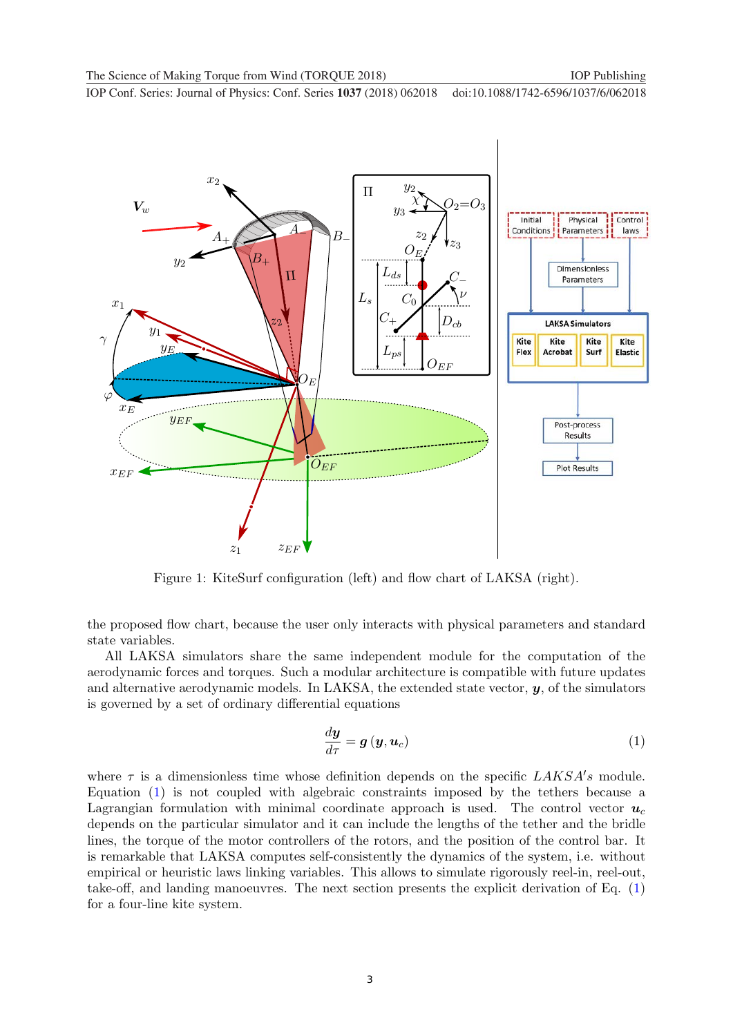Figure 1: KiteSurf configuration (left) and flow chart of LAKSA (right).

the proposed flow chart, because the user only interacts with physical parameters and standard state variables.

All LAKSA simulators share the same independent module for the computation of the aerodynamic forces and torques. Such a modular architecture is compatible with future updates and alternative aerodynamic models. In LAKSA, the extended state vector, $\boldsymbol{y}$, of the simulators is governed by a set of ordinary differential equations

$$\frac{d\boldsymbol{y}}{d\tau} = \boldsymbol{g}\left(\boldsymbol{y}, \boldsymbol{u}_c\right) \tag{1}$$

where $\tau$ is a dimensionless time whose definition depends on the specific $LAKSA's$ module. Equation (1) is not coupled with algebraic constraints imposed by the tethers because a Lagrangian formulation with minimal coordinate approach is used. The control vector $\boldsymbol{u}_c$ depends on the particular simulator and it can include the lengths of the tether and the bridle lines, the torque of the motor controllers of the rotors, and the position of the control bar. It is remarkable that LAKSA computes self-consistently the dynamics of the system, i.e. without empirical or heuristic laws linking variables. This allows to simulate rigorously reel-in, reel-out, take-off, and landing manoeuvres. The next section presents the explicit derivation of Eq. (1) for a four-line kite system.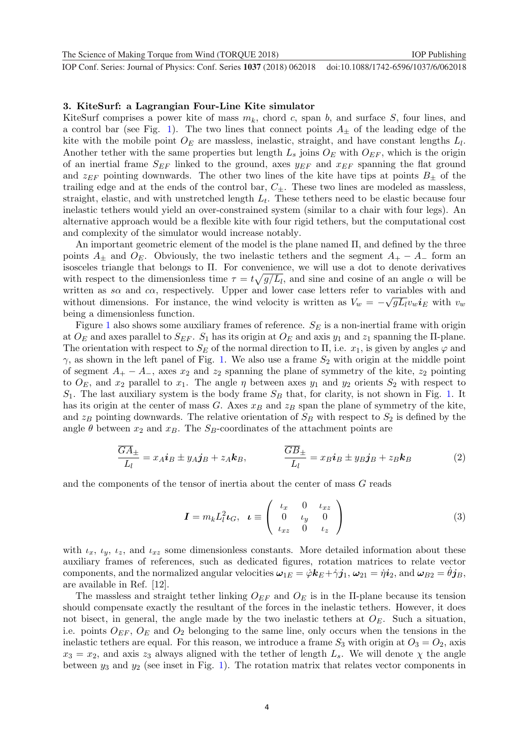### 3. KiteSurf: a Lagrangian Four-Line Kite simulator

KiteSurf comprises a power kite of mass $m_k$, chord $c$, span $b$, and surface $S$, four lines, and a control bar (see Fig. 1). The two lines that connect points $A_\pm$ of the leading edge of the kite with the mobile point $O_E$ are massless, inelastic, straight, and have constant lengths $L_l$. Another tether with the same properties but length $L_s$ joins $O_E$ with $O_{EF}$, which is the origin of an inertial frame $S_{EF}$ linked to the ground, axes $y_{EF}$ and $x_{EF}$ spanning the flat ground and $z_{EF}$ pointing downwards. The other two lines of the kite have tips at points $B_\pm$ of the trailing edge and at the ends of the control bar, $C_\pm$. These two lines are modeled as massless, straight, elastic, and with unstretched length $L_t$. These tethers need to be elastic because four inelastic tethers would yield an over-constrained system (similar to a chair with four legs). An alternative approach would be a flexible kite with four rigid tethers, but the computational cost and complexity of the simulator would increase notably.

An important geometric element of the model is the plane named $\Pi$, and defined by the three points $A_\pm$ and $O_E$. Obviously, the two inelastic tethers and the segment $A_+ - A_-$ form an isosceles triangle that belongs to $\Pi$. For convenience, we will use a dot to denote derivatives with respect to the dimensionless time $\tau = t\sqrt{g/L_l}$, and sine and cosine of an angle $\alpha$ will be written as $s\alpha$ and $c\alpha$, respectively. Upper and lower case letters refer to variables with and without dimensions. For instance, the wind velocity is written as $V_w = -\sqrt{gL_l}v_w\boldsymbol{i}_E$ with $v_w$ being a dimensionless function.

Figure 1 also shows some auxiliary frames of reference. $S_E$ is a non-inertial frame with origin at $O_E$ and axes parallel to $S_{EF}$. $S_1$ has its origin at $O_E$ and axis $y_1$ and $z_1$ spanning the $\Pi$-plane. The orientation with respect to $S_E$ of the normal direction to $\Pi$, i.e. $x_1$, is given by angles $\varphi$ and $\gamma$, as shown in the left panel of Fig. 1. We also use a frame $S_2$ with origin at the middle point of segment $A_+ - A_-$, axes $x_2$ and $z_2$ spanning the plane of symmetry of the kite, $z_2$ pointing to $O_E$, and $x_2$ parallel to $x_1$. The angle $\eta$ between axes $y_1$ and $y_2$ orients $S_2$ with respect to $S_1$. The last auxiliary system is the body frame $S_B$ that, for clarity, is not shown in Fig. 1. It has its origin at the center of mass $G$. Axes $x_B$ and $z_B$ span the plane of symmetry of the kite, and $z_B$ pointing downwards. The relative orientation of $S_B$ with respect to $S_2$ is defined by the angle $\theta$ between $x_2$ and $x_B$. The $S_B$-coordinates of the attachment points are

$$\frac{\overline{GA}_\pm}{L_l} = x_A\boldsymbol{i}_B \pm y_A\boldsymbol{j}_B + z_A\boldsymbol{k}_B, \qquad \frac{\overline{GB}_\pm}{L_l} = x_B\boldsymbol{i}_B \pm y_B\boldsymbol{j}_B + z_B\boldsymbol{k}_B \tag{2}$$

and the components of the tensor of inertia about the center of mass $G$ reads

$$\boldsymbol{I} = m_k L_l^2 \boldsymbol{\iota}_G, \quad \boldsymbol{\iota} \equiv \begin{pmatrix} \iota_x & 0 & \iota_{xz} \\ 0 & \iota_y & 0 \\ \iota_{xz} & 0 & \iota_z \end{pmatrix} \tag{3}$$

with $\iota_x$, $\iota_y$, $\iota_z$, and $\iota_{xz}$ some dimensionless constants. More detailed information about these auxiliary frames of references, such as dedicated figures, rotation matrices to relate vector components, and the normalized angular velocities $\boldsymbol{\omega}_{1E} = \dot{\varphi}\boldsymbol{k}_E + \dot{\gamma}\boldsymbol{j}_1$, $\boldsymbol{\omega}_{21} = \dot{\eta}\boldsymbol{i}_2$, and $\boldsymbol{\omega}_{B2} = \dot{\theta}\boldsymbol{j}_B$, are available in Ref. [12].

The massless and straight tether linking $O_{EF}$ and $O_E$ is in the $\Pi$-plane because its tension should compensate exactly the resultant of the forces in the inelastic tethers. However, it does not bisect, in general, the angle made by the two inelastic tethers at $O_E$. Such a situation, i.e. points $O_{EF}$, $O_E$ and $O_2$ belonging to the same line, only occurs when the tensions in the inelastic tethers are equal. For this reason, we introduce a frame $S_3$ with origin at $O_3 = O_2$, axis $x_3 = x_2$, and axis $z_3$ always aligned with the tether of length $L_s$. We will denote $\chi$ the angle between $y_3$ and $y_2$ (see inset in Fig. 1). The rotation matrix that relates vector components in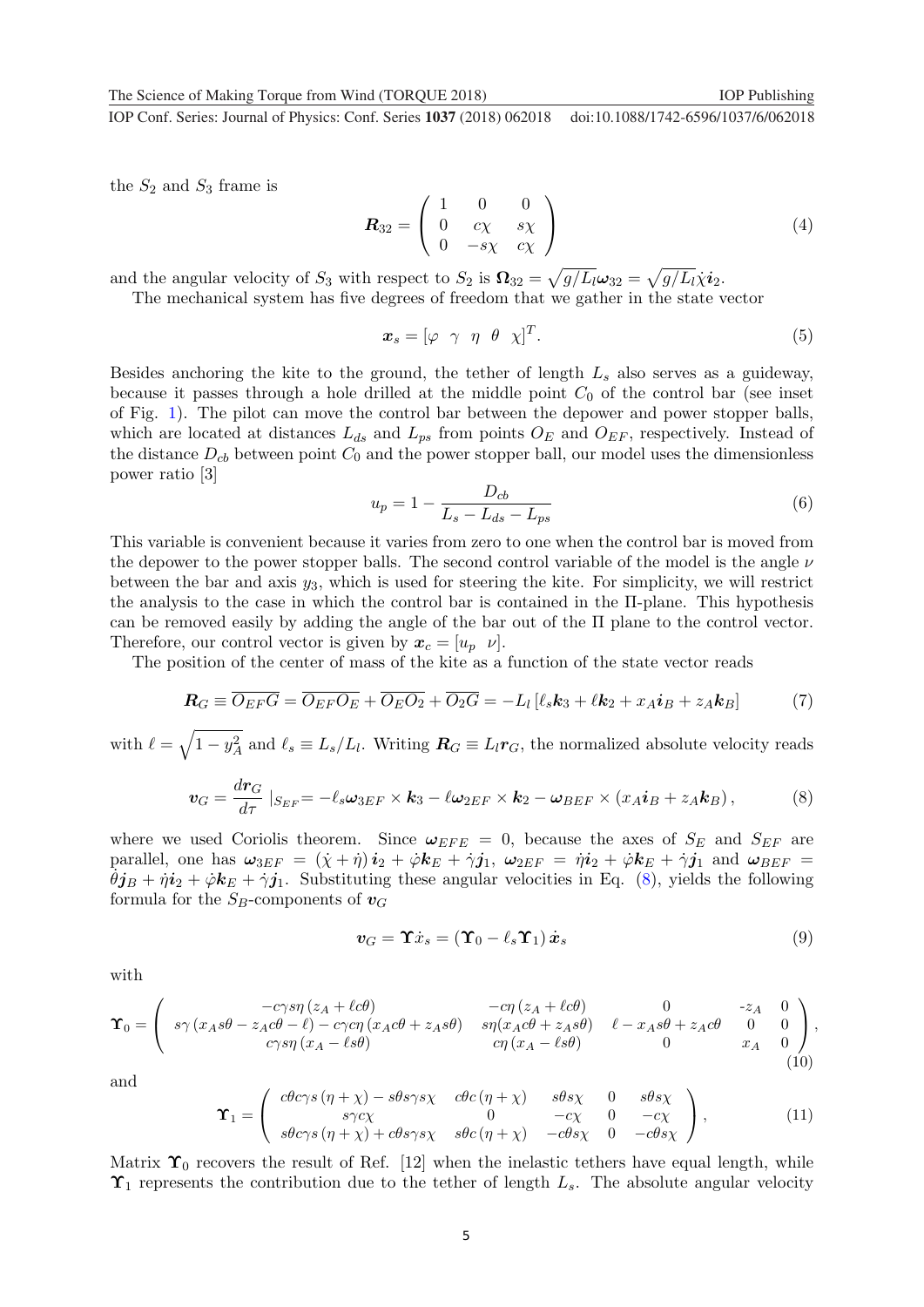the $S_2$ and $S_3$ frame is

$$\boldsymbol{R}_{32} = \begin{pmatrix} 1 & 0 & 0 \\ 0 & c\chi & s\chi \\ 0 & -s\chi & c\chi \end{pmatrix} \tag{4}$$

and the angular velocity of $S_3$ with respect to $S_2$ is $\boldsymbol{\Omega}_{32} = \sqrt{g/L_l}\boldsymbol{\omega}_{32} = \sqrt{g/L_l}\dot{\chi}\boldsymbol{i}_2$.

The mechanical system has five degrees of freedom that we gather in the state vector

$$\boldsymbol{x}_s = [\varphi \;\; \gamma \;\; \eta \;\; \theta \;\; \chi]^T. \tag{5}$$

Besides anchoring the kite to the ground, the tether of length $L_s$ also serves as a guideway, because it passes through a hole drilled at the middle point $C_0$ of the control bar (see inset of Fig. 1). The pilot can move the control bar between the depower and power stopper balls, which are located at distances $L_{ds}$ and $L_{ps}$ from points $O_E$ and $O_{EF}$, respectively. Instead of the distance $D_{cb}$ between point $C_0$ and the power stopper ball, our model uses the dimensionless power ratio [3]

$$u_p = 1 - \frac{D_{cb}}{L_s - L_{ds} - L_{ps}} \tag{6}$$

This variable is convenient because it varies from zero to one when the control bar is moved from the depower to the power stopper balls. The second control variable of the model is the angle $\nu$ between the bar and axis $y_3$, which is used for steering the kite. For simplicity, we will restrict the analysis to the case in which the control bar is contained in the Π-plane. This hypothesis can be removed easily by adding the angle of the bar out of the Π plane to the control vector. Therefore, our control vector is given by $\boldsymbol{x}_c = [u_p \;\; \nu]$.

The position of the center of mass of the kite as a function of the state vector reads

$$\boldsymbol{R}_G \equiv \overline{O_{EF}G} = \overline{O_{EF}O_E} + \overline{O_EO_2} + \overline{O_2G} = -L_l\left[\ell_s\boldsymbol{k}_3 + \ell\boldsymbol{k}_2 + x_A\boldsymbol{i}_B + z_A\boldsymbol{k}_B\right] \tag{7}$$

with $\ell = \sqrt{1-y_A^2}$ and $\ell_s \equiv L_s/L_l$. Writing $\boldsymbol{R}_G \equiv L_l\boldsymbol{r}_G$, the normalized absolute velocity reads

$$\boldsymbol{v}_G = \frac{d\boldsymbol{r}_G}{d\tau}\mid_{S_{EF}} = -\ell_s\boldsymbol{\omega}_{3EF}\times\boldsymbol{k}_3 - \ell\boldsymbol{\omega}_{2EF}\times\boldsymbol{k}_2 - \boldsymbol{\omega}_{BEF}\times\left(x_A\boldsymbol{i}_B + z_A\boldsymbol{k}_B\right), \tag{8}$$

where we used Coriolis theorem. Since $\boldsymbol{\omega}_{EFE} = 0$, because the axes of $S_E$ and $S_{EF}$ are parallel, one has $\boldsymbol{\omega}_{3EF} = (\dot{\chi}+\dot{\eta})\,\boldsymbol{i}_2 + \dot{\varphi}\boldsymbol{k}_E + \dot{\gamma}\boldsymbol{j}_1$, $\boldsymbol{\omega}_{2EF} = \dot{\eta}\boldsymbol{i}_2 + \dot{\varphi}\boldsymbol{k}_E + \dot{\gamma}\boldsymbol{j}_1$ and $\boldsymbol{\omega}_{BEF} = \dot{\theta}\boldsymbol{j}_B + \dot{\eta}\boldsymbol{i}_2 + \dot{\varphi}\boldsymbol{k}_E + \dot{\gamma}\boldsymbol{j}_1$. Substituting these angular velocities in Eq. (8), yields the following formula for the $S_B$-components of $\boldsymbol{v}_G$

$$\boldsymbol{v}_G = \boldsymbol{\Upsilon}\dot{x}_s = \left(\boldsymbol{\Upsilon}_0 - \ell_s\boldsymbol{\Upsilon}_1\right)\dot{\boldsymbol{x}}_s \tag{9}$$

with

$$\boldsymbol{\Upsilon}_0 = \begin{pmatrix} -c\gamma s\eta\left(z_A+\ell c\theta\right) & -c\eta\left(z_A+\ell c\theta\right) & 0 & -z_A & 0 \\ s\gamma\left(x_As\theta - z_Ac\theta - \ell\right) - c\gamma c\eta\left(x_Ac\theta + z_As\theta\right) & s\eta(x_Ac\theta + z_As\theta) & \ell - x_As\theta + z_Ac\theta & 0 & 0 \\ c\gamma s\eta\left(x_A - \ell s\theta\right) & c\eta\left(x_A - \ell s\theta\right) & 0 & x_A & 0 \end{pmatrix}, \tag{10}$$

and

$$\boldsymbol{\Upsilon}_1 = \begin{pmatrix} c\theta c\gamma s\left(\eta+\chi\right) - s\theta s\gamma s\chi & c\theta c\left(\eta+\chi\right) & s\theta s\chi & 0 & s\theta s\chi \\ s\gamma c\chi & 0 & -c\chi & 0 & -c\chi \\ s\theta c\gamma s\left(\eta+\chi\right) + c\theta s\gamma s\chi & s\theta c\left(\eta+\chi\right) & -c\theta s\chi & 0 & -c\theta s\chi \end{pmatrix}, \tag{11}$$

Matrix $\boldsymbol{\Upsilon}_0$ recovers the result of Ref. [12] when the inelastic tethers have equal length, while $\boldsymbol{\Upsilon}_1$ represents the contribution due to the tether of length $L_s$. The absolute angular velocity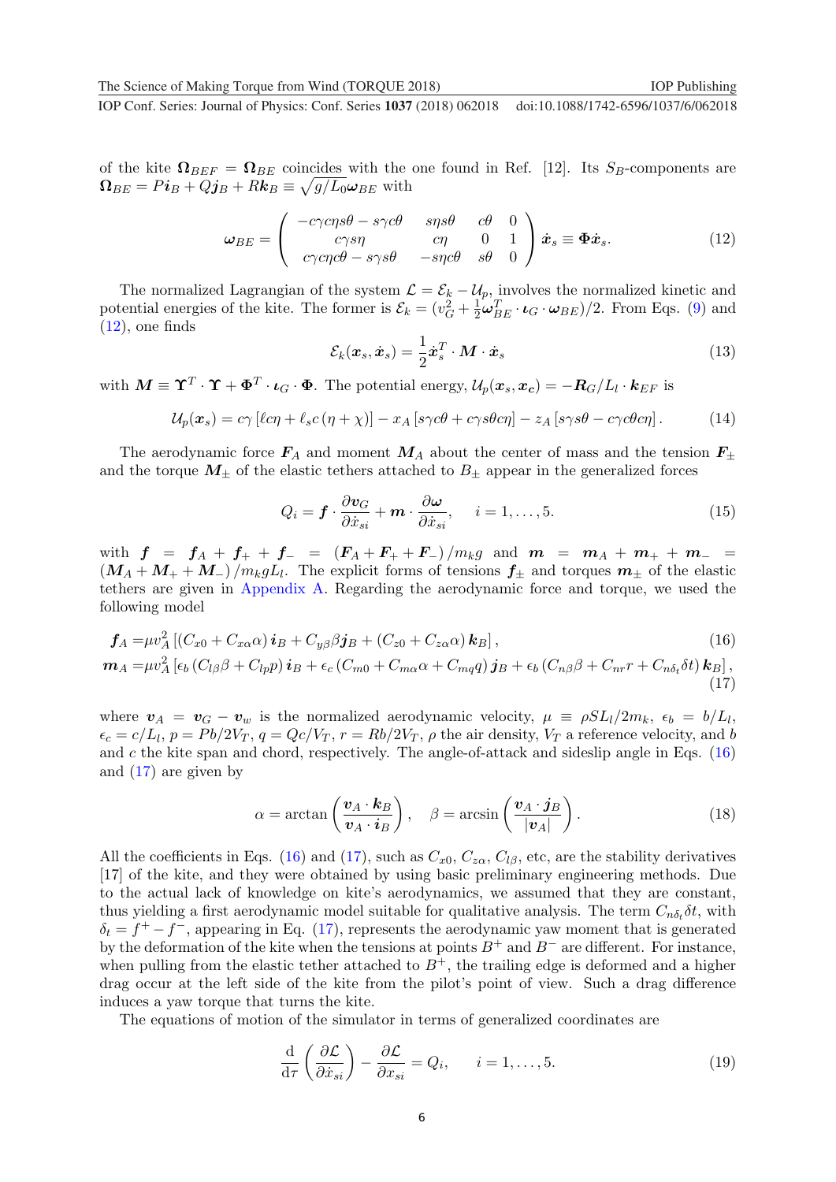of the kite $\boldsymbol{\Omega}_{BEF} = \boldsymbol{\Omega}_{BE}$ coincides with the one found in Ref. [12]. Its $S_B$-components are $\boldsymbol{\Omega}_{BE} = P\boldsymbol{i}_B + Q\boldsymbol{j}_B + R\boldsymbol{k}_B \equiv \sqrt{g/L_0}\boldsymbol{\omega}_{BE}$ with

$$
\boldsymbol{\omega}_{BE} = \begin{pmatrix} -c\gamma c\eta s\theta - s\gamma c\theta & s\eta s\theta & c\theta & 0 \\ c\gamma s\eta & c\eta & 0 & 1 \\ c\gamma c\eta c\theta - s\gamma s\theta & -s\eta c\theta & s\theta & 0 \end{pmatrix} \dot{\boldsymbol{x}}_s \equiv \boldsymbol{\Phi}\dot{\boldsymbol{x}}_s. \tag{12}
$$

The normalized Lagrangian of the system $\mathcal{L} = \mathcal{E}_k - \mathcal{U}_p$, involves the normalized kinetic and potential energies of the kite. The former is $\mathcal{E}_k = (v_G^2 + \frac{1}{2}\boldsymbol{\omega}_{BE}^T \cdot \boldsymbol{\iota}_G \cdot \boldsymbol{\omega}_{BE})/2$. From Eqs. (9) and (12), one finds

$$
\mathcal{E}_k(\boldsymbol{x}_s, \dot{\boldsymbol{x}}_s) = \frac{1}{2}\dot{\boldsymbol{x}}_s^T \cdot \boldsymbol{M} \cdot \dot{\boldsymbol{x}}_s \tag{13}
$$

with $\boldsymbol{M} \equiv \boldsymbol{\Upsilon}^T \cdot \boldsymbol{\Upsilon} + \boldsymbol{\Phi}^T \cdot \boldsymbol{\iota}_G \cdot \boldsymbol{\Phi}$. The potential energy, $\mathcal{U}_p(\boldsymbol{x}_s, \boldsymbol{x_c}) = -\boldsymbol{R}_G/L_l \cdot \boldsymbol{k}_{EF}$ is

$$
\mathcal{U}_p(\boldsymbol{x}_s) = c\gamma\left[\ell c\eta + \ell_s c\left(\eta + \chi\right)\right] - x_A\left[s\gamma c\theta + c\gamma s\theta c\eta\right] - z_A\left[s\gamma s\theta - c\gamma c\theta c\eta\right]. \tag{14}
$$

The aerodynamic force $\boldsymbol{F}_A$ and moment $\boldsymbol{M}_A$ about the center of mass and the tension $\boldsymbol{F}_\pm$ and the torque $\boldsymbol{M}_\pm$ of the elastic tethers attached to $B_\pm$ appear in the generalized forces

$$
Q_i = \boldsymbol{f} \cdot \frac{\partial \boldsymbol{v}_G}{\partial \dot{x}_{si}} + \boldsymbol{m} \cdot \frac{\partial \boldsymbol{\omega}}{\partial \dot{x}_{si}}, \qquad i = 1, \ldots, 5. \tag{15}
$$

with $\boldsymbol{f} = \boldsymbol{f}_A + \boldsymbol{f}_+ + \boldsymbol{f}_- = (\boldsymbol{F}_A + \boldsymbol{F}_+ + \boldsymbol{F}_-)/m_k g$ and $\boldsymbol{m} = \boldsymbol{m}_A + \boldsymbol{m}_+ + \boldsymbol{m}_- = (\boldsymbol{M}_A + \boldsymbol{M}_+ + \boldsymbol{M}_-)/m_k g L_l$. The explicit forms of tensions $\boldsymbol{f}_\pm$ and torques $\boldsymbol{m}_\pm$ of the elastic tethers are given in Appendix A. Regarding the aerodynamic force and torque, we used the following model

$$
\boldsymbol{f}_A = \mu v_A^2\left[\left(C_{x0} + C_{x\alpha}\alpha\right)\boldsymbol{i}_B + C_{y\beta}\beta\boldsymbol{j}_B + \left(C_{z0} + C_{z\alpha}\alpha\right)\boldsymbol{k}_B\right], \tag{16}
$$

$$
\boldsymbol{m}_A = \mu v_A^2\left[\epsilon_b\left(C_{l\beta}\beta + C_{lp}p\right)\boldsymbol{i}_B + \epsilon_c\left(C_{m0} + C_{m\alpha}\alpha + C_{mq}q\right)\boldsymbol{j}_B + \epsilon_b\left(C_{n\beta}\beta + C_{nr}r + C_{n\delta_t}\delta t\right)\boldsymbol{k}_B\right], \tag{17}
$$

where $\boldsymbol{v}_A = \boldsymbol{v}_G - \boldsymbol{v}_w$ is the normalized aerodynamic velocity, $\mu \equiv \rho S L_l/2m_k$, $\epsilon_b = b/L_l$, $\epsilon_c = c/L_l$, $p = Pb/2V_T$, $q = Qc/V_T$, $r = Rb/2V_T$, $\rho$ the air density, $V_T$ a reference velocity, and $b$ and $c$ the kite span and chord, respectively. The angle-of-attack and sideslip angle in Eqs. (16) and (17) are given by

$$
\alpha = \arctan\left(\frac{\boldsymbol{v}_A \cdot \boldsymbol{k}_B}{\boldsymbol{v}_A \cdot \boldsymbol{i}_B}\right), \quad \beta = \arcsin\left(\frac{\boldsymbol{v}_A \cdot \boldsymbol{j}_B}{|\boldsymbol{v}_A|}\right). \tag{18}
$$

All the coefficients in Eqs. (16) and (17), such as $C_{x0}$, $C_{z\alpha}$, $C_{l\beta}$, etc, are the stability derivatives [17] of the kite, and they were obtained by using basic preliminary engineering methods. Due to the actual lack of knowledge on kite's aerodynamics, we assumed that they are constant, thus yielding a first aerodynamic model suitable for qualitative analysis. The term $C_{n\delta_t}\delta t$, with $\delta_t = f^+ - f^-$, appearing in Eq. (17), represents the aerodynamic yaw moment that is generated by the deformation of the kite when the tensions at points $B^+$ and $B^-$ are different. For instance, when pulling from the elastic tether attached to $B^+$, the trailing edge is deformed and a higher drag occur at the left side of the kite from the pilot's point of view. Such a drag difference induces a yaw torque that turns the kite.

The equations of motion of the simulator in terms of generalized coordinates are

$$
\frac{\mathrm{d}}{\mathrm{d}\tau}\left(\frac{\partial \mathcal{L}}{\partial \dot{x}_{si}}\right) - \frac{\partial \mathcal{L}}{\partial x_{si}} = Q_i, \qquad i = 1, \ldots, 5. \tag{19}
$$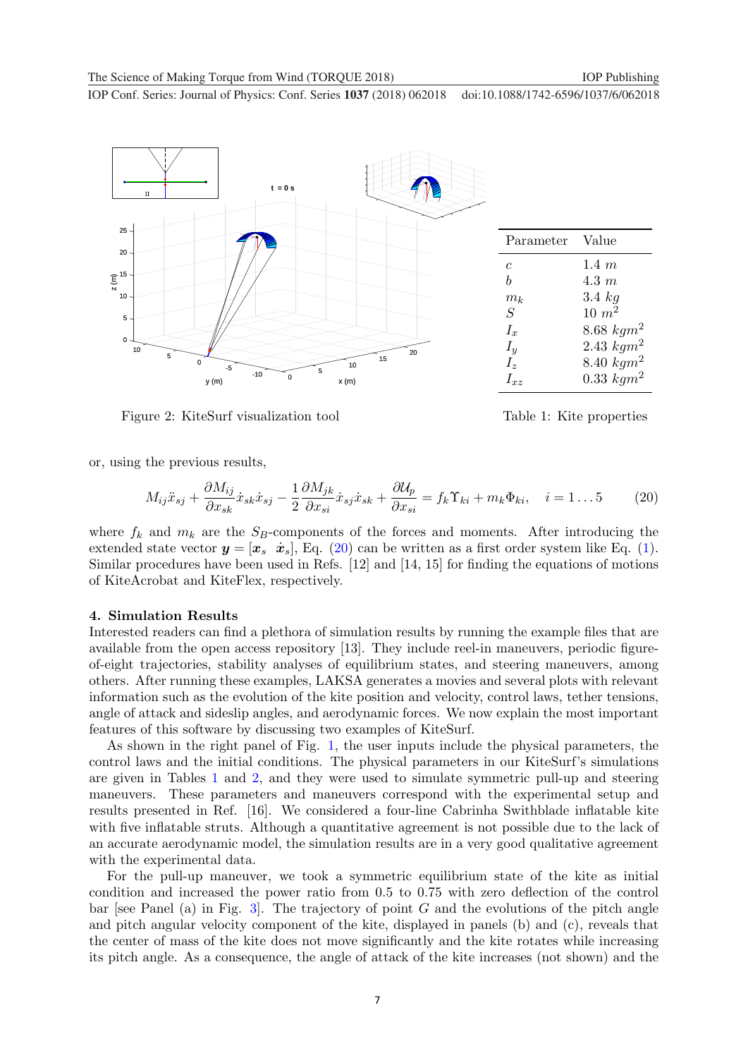Figure 2: KiteSurf visualization tool

| Parameter | Value |
| --- | --- |
| $c$ | 1.4 $m$ |
| $b$ | 4.3 $m$ |
| $m_k$ | 3.4 $kg$ |
| $S$ | 10 $m^2$ |
| $I_x$ | 8.68 $kgm^2$ |
| $I_y$ | 2.43 $kgm^2$ |
| $I_z$ | 8.40 $kgm^2$ |
| $I_{xz}$ | 0.33 $kgm^2$ |

Table 1: Kite properties

or, using the previous results,

$$M_{ij}\ddot{x}_{sj} + \frac{\partial M_{ij}}{\partial x_{sk}}\dot{x}_{sk}\dot{x}_{sj} - \frac{1}{2}\frac{\partial M_{jk}}{\partial x_{si}}\dot{x}_{sj}\dot{x}_{sk} + \frac{\partial \mathcal{U}_p}{\partial x_{si}} = f_k\Upsilon_{ki} + m_k\Phi_{ki}, \quad i = 1\ldots 5 \tag{20}$$

where $f_k$ and $m_k$ are the $S_B$-components of the forces and moments. After introducing the extended state vector $\boldsymbol{y} = [\boldsymbol{x}_s \;\; \dot{\boldsymbol{x}}_s]$, Eq. (20) can be written as a first order system like Eq. (1). Similar procedures have been used in Refs. [12] and [14, 15] for finding the equations of motions of KiteAcrobat and KiteFlex, respectively.

## 4. Simulation Results

Interested readers can find a plethora of simulation results by running the example files that are available from the open access repository [13]. They include reel-in maneuvers, periodic figure-of-eight trajectories, stability analyses of equilibrium states, and steering maneuvers, among others. After running these examples, LAKSA generates a movies and several plots with relevant information such as the evolution of the kite position and velocity, control laws, tether tensions, angle of attack and sideslip angles, and aerodynamic forces. We now explain the most important features of this software by discussing two examples of KiteSurf.

As shown in the right panel of Fig. 1, the user inputs include the physical parameters, the control laws and the initial conditions. The physical parameters in our KiteSurf's simulations are given in Tables 1 and 2, and they were used to simulate symmetric pull-up and steering maneuvers. These parameters and maneuvers correspond with the experimental setup and results presented in Ref. [16]. We considered a four-line Cabrinha Swithblade inflatable kite with five inflatable struts. Although a quantitative agreement is not possible due to the lack of an accurate aerodynamic model, the simulation results are in a very good qualitative agreement with the experimental data.

For the pull-up maneuver, we took a symmetric equilibrium state of the kite as initial condition and increased the power ratio from 0.5 to 0.75 with zero deflection of the control bar [see Panel (a) in Fig. 3]. The trajectory of point $G$ and the evolutions of the pitch angle and pitch angular velocity component of the kite, displayed in panels (b) and (c), reveals that the center of mass of the kite does not move significantly and the kite rotates while increasing its pitch angle. As a consequence, the angle of attack of the kite increases (not shown) and the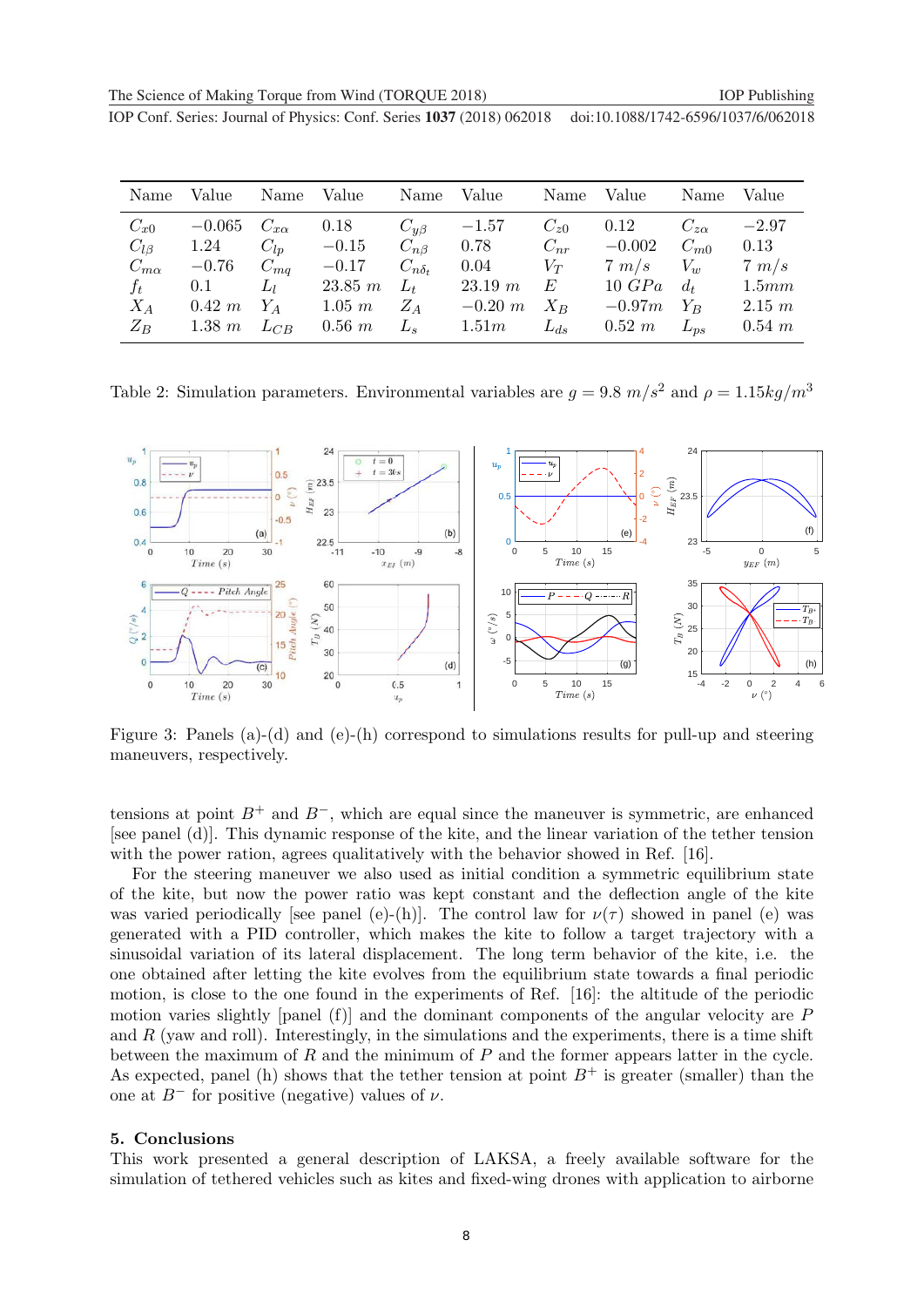| Name | Value | Name | Value | Name | Value | Name | Value | Name | Value |
|---|---|---|---|---|---|---|---|---|---|
| $C_{x0}$ | $-0.065$ | $C_{x\alpha}$ | $0.18$ | $C_{y\beta}$ | $-1.57$ | $C_{z0}$ | $0.12$ | $C_{z\alpha}$ | $-2.97$ |
| $C_{l\beta}$ | $1.24$ | $C_{lp}$ | $-0.15$ | $C_{n\beta}$ | $0.78$ | $C_{nr}$ | $-0.002$ | $C_{m0}$ | $0.13$ |
| $C_{m\alpha}$ | $-0.76$ | $C_{mq}$ | $-0.17$ | $C_{n\delta_t}$ | $0.04$ | $V_T$ | $7\ m/s$ | $V_w$ | $7\ m/s$ |
| $f_t$ | $0.1$ | $L_l$ | $23.85\ m$ | $L_t$ | $23.19\ m$ | $E$ | $10\ GPa$ | $d_t$ | $1.5mm$ |
| $X_A$ | $0.42\ m$ | $Y_A$ | $1.05\ m$ | $Z_A$ | $-0.20\ m$ | $X_B$ | $-0.97m$ | $Y_B$ | $2.15\ m$ |
| $Z_B$ | $1.38\ m$ | $L_{CB}$ | $0.56\ m$ | $L_s$ | $1.51m$ | $L_{ds}$ | $0.52\ m$ | $L_{ps}$ | $0.54\ m$ |

Table 2: Simulation parameters. Environmental variables are $g = 9.8\ m/s^2$ and $\rho = 1.15kg/m^3$

Figure 3: Panels (a)-(d) and (e)-(h) correspond to simulations results for pull-up and steering maneuvers, respectively.

tensions at point $B^+$ and $B^-$, which are equal since the maneuver is symmetric, are enhanced [see panel (d)]. This dynamic response of the kite, and the linear variation of the tether tension with the power ration, agrees qualitatively with the behavior showed in Ref. [16].

For the steering maneuver we also used as initial condition a symmetric equilibrium state of the kite, but now the power ratio was kept constant and the deflection angle of the kite was varied periodically [see panel (e)-(h)]. The control law for $\nu(\tau)$ showed in panel (e) was generated with a PID controller, which makes the kite to follow a target trajectory with a sinusoidal variation of its lateral displacement. The long term behavior of the kite, i.e. the one obtained after letting the kite evolves from the equilibrium state towards a final periodic motion, is close to the one found in the experiments of Ref. [16]: the altitude of the periodic motion varies slightly [panel (f)] and the dominant components of the angular velocity are $P$ and $R$ (yaw and roll). Interestingly, in the simulations and the experiments, there is a time shift between the maximum of $R$ and the minimum of $P$ and the former appears latter in the cycle. As expected, panel (h) shows that the tether tension at point $B^+$ is greater (smaller) than the one at $B^-$ for positive (negative) values of $\nu$.

## 5. Conclusions

This work presented a general description of LAKSA, a freely available software for the simulation of tethered vehicles such as kites and fixed-wing drones with application to airborne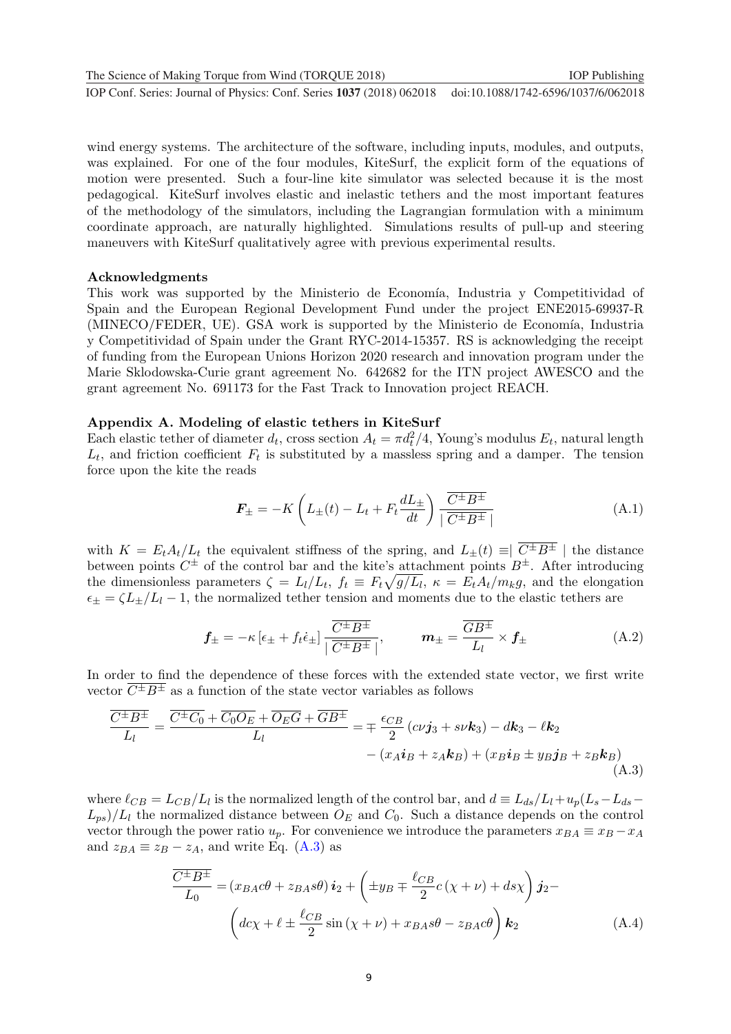wind energy systems. The architecture of the software, including inputs, modules, and outputs, was explained. For one of the four modules, KiteSurf, the explicit form of the equations of motion were presented. Such a four-line kite simulator was selected because it is the most pedagogical. KiteSurf involves elastic and inelastic tethers and the most important features of the methodology of the simulators, including the Lagrangian formulation with a minimum coordinate approach, are naturally highlighted. Simulations results of pull-up and steering maneuvers with KiteSurf qualitatively agree with previous experimental results.

**Acknowledgments**

This work was supported by the Ministerio de Economía, Industria y Competitividad of Spain and the European Regional Development Fund under the project ENE2015-69937-R (MINECO/FEDER, UE). GSA work is supported by the Ministerio de Economía, Industria y Competitividad of Spain under the Grant RYC-2014-15357. RS is acknowledging the receipt of funding from the European Unions Horizon 2020 research and innovation program under the Marie Sklodowska-Curie grant agreement No. 642682 for the ITN project AWESCO and the grant agreement No. 691173 for the Fast Track to Innovation project REACH.

## Appendix A. Modeling of elastic tethers in KiteSurf

Each elastic tether of diameter $d_t$, cross section $A_t = \pi d_t^2/4$, Young's modulus $E_t$, natural length $L_t$, and friction coefficient $F_t$ is substituted by a massless spring and a damper. The tension force upon the kite the reads

$$\boldsymbol{F}_{\pm} = -K\left(L_{\pm}(t) - L_t + F_t\frac{dL_{\pm}}{dt}\right)\frac{\overline{C^{\pm}B^{\pm}}}{\mid \overline{C^{\pm}B^{\pm}}\mid} \tag{A.1}$$

with $K = E_tA_t/L_t$ the equivalent stiffness of the spring, and $L_{\pm}(t) \equiv \mid \overline{C^{\pm}B^{\pm}} \mid$ the distance between points $C^{\pm}$ of the control bar and the kite's attachment points $B^{\pm}$. After introducing the dimensionless parameters $\zeta = L_l/L_t$, $f_t \equiv F_t\sqrt{g/L_l}$, $\kappa = E_tA_t/m_kg$, and the elongation $\epsilon_{\pm} = \zeta L_{\pm}/L_l - 1$, the normalized tether tension and moments due to the elastic tethers are

$$\boldsymbol{f}_{\pm} = -\kappa\left[\epsilon_{\pm} + f_t\dot{\epsilon}_{\pm}\right]\frac{\overline{C^{\pm}B^{\pm}}}{\mid \overline{C^{\pm}B^{\pm}}\mid}, \qquad \boldsymbol{m}_{\pm} = \frac{\overline{GB^{\pm}}}{L_l}\times\boldsymbol{f}_{\pm} \tag{A.2}$$

In order to find the dependence of these forces with the extended state vector, we first write vector $\overline{C^{\pm}B^{\pm}}$ as a function of the state vector variables as follows

$$\begin{aligned}\frac{\overline{C^{\pm}B^{\pm}}}{L_l} = \frac{\overline{C^{\pm}C_0} + \overline{C_0O_E} + \overline{O_EG} + \overline{GB^{\pm}}}{L_l} &= \mp\frac{\epsilon_{CB}}{2}\left(c\nu\boldsymbol{j}_3 + s\nu\boldsymbol{k}_3\right) - d\boldsymbol{k}_3 - \ell\boldsymbol{k}_2\\ &\quad - \left(x_A\boldsymbol{i}_B + z_A\boldsymbol{k}_B\right) + \left(x_B\boldsymbol{i}_B \pm y_B\boldsymbol{j}_B + z_B\boldsymbol{k}_B\right)\end{aligned} \tag{A.3}$$

where $\ell_{CB} = L_{CB}/L_l$ is the normalized length of the control bar, and $d \equiv L_{ds}/L_l + u_p(L_s - L_{ds} - L_{ps})/L_l$ the normalized distance between $O_E$ and $C_0$. Such a distance depends on the control vector through the power ratio $u_p$. For convenience we introduce the parameters $x_{BA} \equiv x_B - x_A$ and $z_{BA} \equiv z_B - z_A$, and write Eq. (A.3) as

$$\begin{aligned}\frac{\overline{C^{\pm}B^{\pm}}}{L_0} = \left(x_{BA}c\theta + z_{BA}s\theta\right)\boldsymbol{i}_2 + \left(\pm y_B \mp \frac{\ell_{CB}}{2}c\left(\chi+\nu\right) + ds_{\chi}\right)\boldsymbol{j}_2 -\\ \left(dc\chi + \ell \pm \frac{\ell_{CB}}{2}\sin\left(\chi+\nu\right) + x_{BA}s\theta - z_{BA}c\theta\right)\boldsymbol{k}_2\end{aligned} \tag{A.4}$$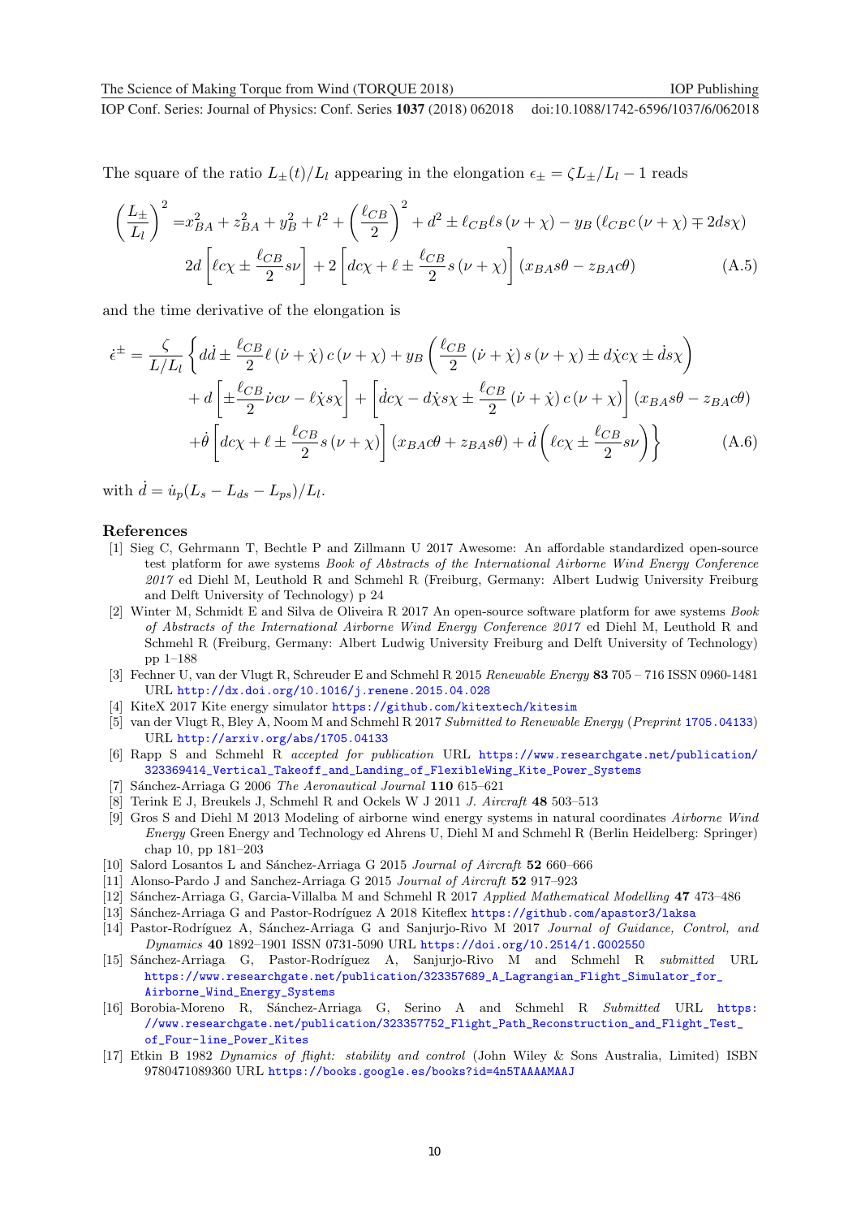The square of the ratio $L_{\pm}(t)/L_l$ appearing in the elongation $\epsilon_{\pm} = \zeta L_{\pm}/L_l - 1$ reads

$$
\begin{aligned}
\left(\frac{L_{\pm}}{L_l}\right)^2 =& x_{BA}^2 + z_{BA}^2 + y_B^2 + l^2 + \left(\frac{\ell_{CB}}{2}\right)^2 + d^2 \pm \ell_{CB}\ell s\left(\nu+\chi\right) - y_B\left(\ell_{CB}c\left(\nu+\chi\right) \mp 2ds\chi\right) \\
& 2d\left[\ell c\chi \pm \frac{\ell_{CB}}{2}s\nu\right] + 2\left[dc\chi + \ell \pm \frac{\ell_{CB}}{2}s\left(\nu+\chi\right)\right]\left(x_{BA}s\theta - z_{BA}c\theta\right)
\end{aligned}
\tag{A.5}
$$

and the time derivative of the elongation is

$$
\begin{aligned}
\dot{\epsilon}^{\pm} = \frac{\zeta}{L/L_l}\Bigg\{ & d\dot{d} \pm \frac{\ell_{CB}}{2}\ell\left(\dot{\nu}+\dot{\chi}\right)c\left(\nu+\chi\right) + y_B\left(\frac{\ell_{CB}}{2}\left(\dot{\nu}+\dot{\chi}\right)s\left(\nu+\chi\right) \pm d\dot{\chi}c\chi \pm \dot{d}s\chi\right) \\
& + d\left[\pm\frac{\ell_{CB}}{2}\dot{\nu}c\nu - \ell\dot{\chi}s\chi\right] + \left[\dot{d}c\chi - d\dot{\chi}s\chi \pm \frac{\ell_{CB}}{2}\left(\dot{\nu}+\dot{\chi}\right)c\left(\nu+\chi\right)\right]\left(x_{BA}s\theta - z_{BA}c\theta\right) \\
& + \dot{\theta}\left[dc\chi + \ell \pm \frac{\ell_{CB}}{2}s\left(\nu+\chi\right)\right]\left(x_{BA}c\theta + z_{BA}s\theta\right) + \dot{d}\left(\ell c\chi \pm \frac{\ell_{CB}}{2}s\nu\right)\Bigg\}
\end{aligned}
\tag{A.6}
$$

with $\dot{d} = \dot{u}_p(L_s - L_{ds} - L_{ps})/L_l$.

## References

[1] Sieg C, Gehrmann T, Bechtle P and Zillmann U 2017 Awesome: An affordable standardized open-source test platform for awe systems *Book of Abstracts of the International Airborne Wind Energy Conference 2017* ed Diehl M, Leuthold R and Schmehl R (Freiburg, Germany: Albert Ludwig University Freiburg and Delft University of Technology) p 24

[2] Winter M, Schmidt E and Silva de Oliveira R 2017 An open-source software platform for awe systems *Book of Abstracts of the International Airborne Wind Energy Conference 2017* ed Diehl M, Leuthold R and Schmehl R (Freiburg, Germany: Albert Ludwig University Freiburg and Delft University of Technology) pp 1–188

[3] Fechner U, van der Vlugt R, Schreuder E and Schmehl R 2015 *Renewable Energy* **83** 705 – 716 ISSN 0960-1481 URL http://dx.doi.org/10.1016/j.renene.2015.04.028

[4] KiteX 2017 Kite energy simulator https://github.com/kitextech/kitesim

[5] van der Vlugt R, Bley A, Noom M and Schmehl R 2017 *Submitted to Renewable Energy* (*Preprint* 1705.04133) URL http://arxiv.org/abs/1705.04133

[6] Rapp S and Schmehl R *accepted for publication* URL https://www.researchgate.net/publication/323369414_Vertical_Takeoff_and_Landing_of_FlexibleWing_Kite_Power_Systems

[7] Sánchez-Arriaga G 2006 *The Aeronautical Journal* **110** 615–621

[8] Terink E J, Breukels J, Schmehl R and Ockels W J 2011 *J. Aircraft* **48** 503–513

[9] Gros S and Diehl M 2013 Modeling of airborne wind energy systems in natural coordinates *Airborne Wind Energy* Green Energy and Technology ed Ahrens U, Diehl M and Schmehl R (Berlin Heidelberg: Springer) chap 10, pp 181–203

[10] Salord Losantos L and Sánchez-Arriaga G 2015 *Journal of Aircraft* **52** 660–666

[11] Alonso-Pardo J and Sanchez-Arriaga G 2015 *Journal of Aircraft* **52** 917–923

[12] Sánchez-Arriaga G, Garcia-Villalba M and Schmehl R 2017 *Applied Mathematical Modelling* **47** 473–486

[13] Sánchez-Arriaga G and Pastor-Rodríguez A 2018 Kiteflex https://github.com/apastor3/laksa

[14] Pastor-Rodríguez A, Sánchez-Arriaga G and Sanjurjo-Rivo M 2017 *Journal of Guidance, Control, and Dynamics* **40** 1892–1901 ISSN 0731-5090 URL https://doi.org/10.2514/1.G002550

[15] Sánchez-Arriaga G, Pastor-Rodríguez A, Sanjurjo-Rivo M and Schmehl R *submitted* URL https://www.researchgate.net/publication/323357689_A_Lagrangian_Flight_Simulator_for_Airborne_Wind_Energy_Systems

[16] Borobia-Moreno R, Sánchez-Arriaga G, Serino A and Schmehl R *Submitted* URL https://www.researchgate.net/publication/323357752_Flight_Path_Reconstruction_and_Flight_Test_of_Four-line_Power_Kites

[17] Etkin B 1982 *Dynamics of flight: stability and control* (John Wiley & Sons Australia, Limited) ISBN 9780471089360 URL https://books.google.es/books?id=4n5TAAAAMAAJ